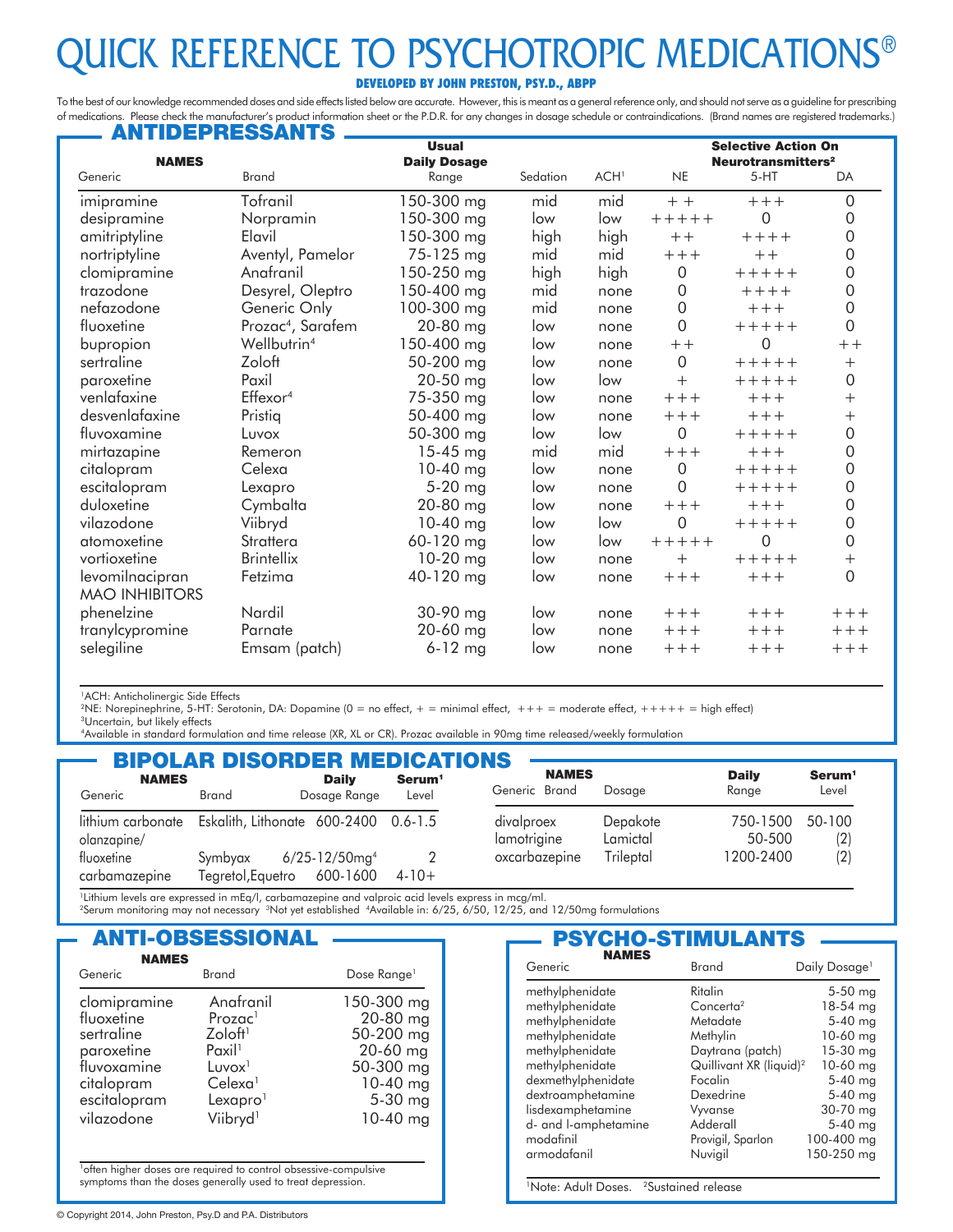# QUICK REFERENCE TO PSYCHOTROPIC MEDICATIONS®

**DEVELOPED BY JOHN PRESTON, PSY.D., ABPP**

To the best of our knowledge recommended doses and side effects listed below are accurate. However, this is meant as a general reference only, and should not serve as a guideline for prescribing of medications. Please check the manufacturer's product information sheet or the P.D.R. for any changes in dosage schedule or contraindications. (Brand names are registered trademarks.)

## ANTIDEPRESSANTS

| NAMES | | Usual Daily Dosage | | | Selective Action On Neurotransmitters[2] | | |
|---|---|---|---|---|---|---|---|
| Generic | Brand | Range | Sedation | ACH[1] | NE | 5-HT | DA |
| imipramine | Tofranil | 150-300 mg | mid | mid | + + | +++ | 0 |
| desipramine | Norpramin | 150-300 mg | low | low | +++++ | 0 | 0 |
| amitriptyline | Elavil | 150-300 mg | high | high | ++ | ++++ | 0 |
| nortriptyline | Aventyl, Pamelor | 75-125 mg | mid | mid | +++ | ++ | 0 |
| clomipramine | Anafranil | 150-250 mg | high | high | 0 | +++++ | 0 |
| trazodone | Desyrel, Oleptro | 150-400 mg | mid | none | 0 | ++++ | 0 |
| nefazodone | Generic Only | 100-300 mg | mid | none | 0 | +++ | 0 |
| fluoxetine | Prozac[4], Sarafem | 20-80 mg | low | none | 0 | +++++ | 0 |
| bupropion | Wellbutrin[4] | 150-400 mg | low | none | ++ | 0 | ++ |
| sertraline | Zoloft | 50-200 mg | low | none | 0 | +++++ | + |
| paroxetine | Paxil | 20-50 mg | low | low | + | +++++ | 0 |
| venlafaxine | Effexor[4] | 75-350 mg | low | none | +++ | +++ | + |
| desvenlafaxine | Pristiq | 50-400 mg | low | none | +++ | +++ | + |
| fluvoxamine | Luvox | 50-300 mg | low | low | 0 | +++++ | 0 |
| mirtazapine | Remeron | 15-45 mg | mid | mid | +++ | +++ | 0 |
| citalopram | Celexa | 10-40 mg | low | none | 0 | +++++ | 0 |
| escitalopram | Lexapro | 5-20 mg | low | none | 0 | +++++ | 0 |
| duloxetine | Cymbalta | 20-80 mg | low | none | +++ | +++ | 0 |
| vilazodone | Viibryd | 10-40 mg | low | low | 0 | +++++ | 0 |
| atomoxetine | Strattera | 60-120 mg | low | low | +++++ | 0 | 0 |
| vortioxetine | Brintellix | 10-20 mg | low | none | + | +++++ | + |
| levomilnacipran | Fetzima | 40-120 mg | low | none | +++ | +++ | 0 |
| MAO INHIBITORS | | | | | | | |
| phenelzine | Nardil | 30-90 mg | low | none | +++ | +++ | +++ |
| tranylcypromine | Parnate | 20-60 mg | low | none | +++ | +++ | +++ |
| selegiline | Emsam (patch) | 6-12 mg | low | none | +++ | +++ | +++ |

[1]ACH: Anticholinergic Side Effects
[2]NE: Norepinephrine, 5-HT: Serotonin, DA: Dopamine (0 = no effect, + = minimal effect, +++ = moderate effect, +++++ = high effect)
[3]Uncertain, but likely effects
[4]Available in standard formulation and time release (XR, XL or CR). Prozac available in 90mg time released/weekly formulation

## BIPOLAR DISORDER MEDICATIONS

| NAMES | | Daily | Serum[1] |
|---|---|---|---|
| Generic | Brand | Dosage Range | Level |
| lithium carbonate | Eskalith, Lithonate | 600-2400 | 0.6-1.5 |
| olanzapine/ fluoxetine | Symbyax | 6/25-12/50mg[4] | 2 |
| carbamazepine | Tegretol,Equetro | 600-1600 | 4-10+ |
| divalproex | Depakote | 750-1500 | 50-100 |
| lamotrigine | Lamictal | 50-500 | (2) |
| oxcarbazepine | Trileptal | 1200-2400 | (2) |

[1]Lithium levels are expressed in mEq/l, carbamazepine and valproic acid levels express in mcg/ml.
[2]Serum monitoring may not necessary [3]Not yet established [4]Available in: 6/25, 6/50, 12/25, and 12/50mg formulations

## ANTI-OBSESSIONAL

| NAMES | | |
|---|---|---|
| Generic | Brand | Dose Range[1] |
| clomipramine | Anafranil | 150-300 mg |
| fluoxetine | Prozac[1] | 20-80 mg |
| sertraline | Zoloft[1] | 50-200 mg |
| paroxetine | Paxil[1] | 20-60 mg |
| fluvoxamine | Luvox[1] | 50-300 mg |
| citalopram | Celexa[1] | 10-40 mg |
| escitalopram | Lexapro[1] | 5-30 mg |
| vilazodone | Viibryd[1] | 10-40 mg |

[1]often higher doses are required to control obsessive-compulsive symptoms than the doses generally used to treat depression.

## PSYCHO-STIMULANTS

| NAMES | | |
|---|---|---|
| Generic | Brand | Daily Dosage[1] |
| methylphenidate | Ritalin | 5-50 mg |
| methylphenidate | Concerta[2] | 18-54 mg |
| methylphenidate | Metadate | 5-40 mg |
| methylphenidate | Methylin | 10-60 mg |
| methylphenidate | Daytrana (patch) | 15-30 mg |
| methylphenidate | Quillivant XR (liquid)[2] | 10-60 mg |
| dexmethylphenidate | Focalin | 5-40 mg |
| dextroamphetamine | Dexedrine | 5-40 mg |
| lisdexamphetamine | Vyvanse | 30-70 mg |
| d- and l-amphetamine | Adderall | 5-40 mg |
| modafinil | Provigil, Sparlon | 100-400 mg |
| armodafinil | Nuvigil | 150-250 mg |

[1]Note: Adult Doses. [2]Sustained release

© Copyright 2014, John Preston, Psy.D and P.A. Distributors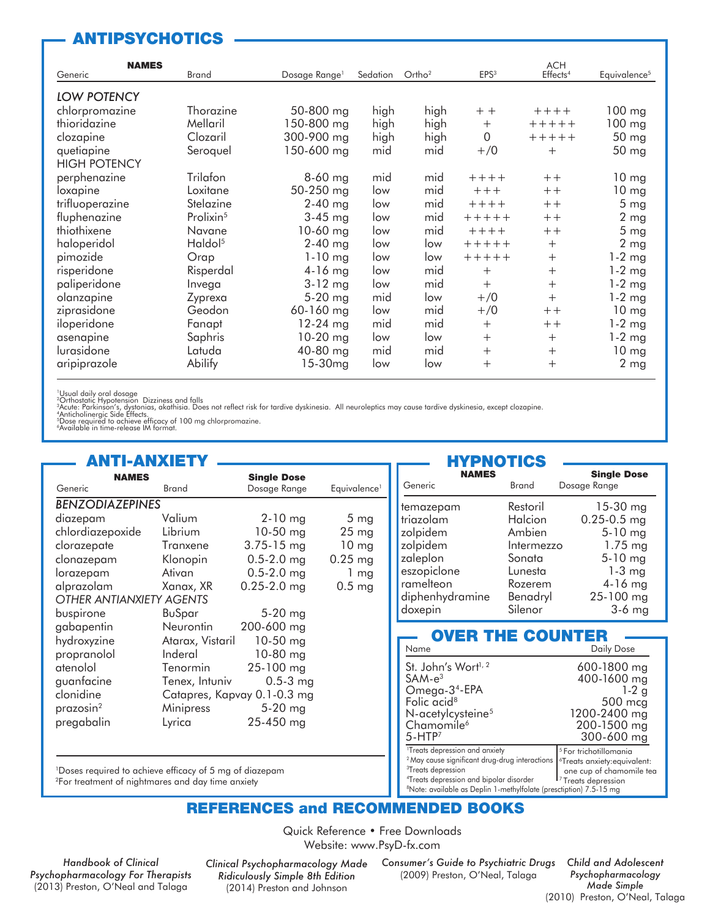## ANTIPSYCHOTICS

| NAMES Generic | Brand | Dosage Range[1] | Sedation | Ortho[2] | EPS[3] | ACH Effects[4] | Equivalence[5] |
|---|---|---|---|---|---|---|---|
| *LOW POTENCY* | | | | | | | |
| chlorpromazine | Thorazine | 50-800 mg | high | high | + + | + + + + | 100 mg |
| thioridazine | Mellaril | 150-800 mg | high | high | + | + + + + + | 100 mg |
| clozapine | Clozaril | 300-900 mg | high | high | 0 | + + + + + | 50 mg |
| quetiapine | Seroquel | 150-600 mg | mid | mid | +/0 | + | 50 mg |
| HIGH POTENCY | | | | | | | |
| perphenazine | Trilafon | 8-60 mg | mid | mid | + + + + | + + | 10 mg |
| loxapine | Loxitane | 50-250 mg | low | mid | + + + | + + | 10 mg |
| trifluoperazine | Stelazine | 2-40 mg | low | mid | + + + + | + + | 5 mg |
| fluphenazine | Prolixin[6] | 3-45 mg | low | mid | + + + + + | + + | 2 mg |
| thiothixene | Navane | 10-60 mg | low | mid | + + + + | + + | 5 mg |
| haloperidol | Haldol[6] | 2-40 mg | low | low | + + + + + | + | 2 mg |
| pimozide | Orap | 1-10 mg | low | low | + + + + + | + | 1-2 mg |
| risperidone | Risperdal | 4-16 mg | low | mid | + | + | 1-2 mg |
| paliperidone | Invega | 3-12 mg | low | mid | + | + | 1-2 mg |
| olanzapine | Zyprexa | 5-20 mg | mid | low | +/0 | + | 1-2 mg |
| ziprasidone | Geodon | 60-160 mg | low | mid | +/0 | + + | 10 mg |
| iloperidone | Fanapt | 12-24 mg | mid | mid | + | + + | 1-2 mg |
| asenapine | Saphris | 10-20 mg | low | low | + | + | 1-2 mg |
| lurasidone | Latuda | 40-80 mg | mid | mid | + | + | 10 mg |
| aripiprazole | Abilify | 15-30mg | low | low | + | + | 2 mg |

[1]Usual daily oral dosage
[2]Orthostatic Hypotension Dizziness and falls
[3]Acute: Parkinson's, dystonias, akathisia. Does not reflect risk for tardive dyskinesia. All neuroleptics may cause tardive dyskinesia, except clozapine.
[4]Anticholinergic Side Effects.
[5]Dose required to achieve efficacy of 100 mg chlorpromazine.
[6]Available in time-release IM format.

## ANTI-ANXIETY

| NAMES Generic | Brand | Single Dose Dosage Range | Equivalence[1] |
|---|---|---|---|
| *BENZODIAZEPINES* | | | |
| diazepam | Valium | 2-10 mg | 5 mg |
| chlordiazepoxide | Librium | 10-50 mg | 25 mg |
| clorazepate | Tranxene | 3.75-15 mg | 10 mg |
| clonazepam | Klonopin | 0.5-2.0 mg | 0.25 mg |
| lorazepam | Ativan | 0.5-2.0 mg | 1 mg |
| alprazolam | Xanax, XR | 0.25-2.0 mg | 0.5 mg |
| *OTHER ANTIANXIETY AGENTS* | | | |
| buspirone | BuSpar | 5-20 mg | |
| gabapentin | Neurontin | 200-600 mg | |
| hydroxyzine | Atarax, Vistaril | 10-50 mg | |
| propranolol | Inderal | 10-80 mg | |
| atenolol | Tenormin | 25-100 mg | |
| guanfacine | Tenex, Intuniv | 0.5-3 mg | |
| clonidine | Catapres, Kapvay | 0.1-0.3 mg | |
| prazosin[2] | Minipress | 5-20 mg | |
| pregabalin | Lyrica | 25-450 mg | |

[1]Doses required to achieve efficacy of 5 mg of diazepam
[2]For treatment of nightmares and day time anxiety

## HYPNOTICS

| NAMES Generic | Brand | Single Dose Dosage Range |
|---|---|---|
| temazepam | Restoril | 15-30 mg |
| triazolam | Halcion | 0.25-0.5 mg |
| zolpidem | Ambien | 5-10 mg |
| zolpidem | Intermezzo | 1.75 mg |
| zaleplon | Sonata | 5-10 mg |
| eszopiclone | Lunesta | 1-3 mg |
| ramelteon | Rozerem | 4-16 mg |
| diphenhydramine | Benadryl | 25-100 mg |
| doxepin | Silenor | 3-6 mg |

## OVER THE COUNTER

| Name | Daily Dose |
|---|---|
| St. John's Wort[1, 2] | 600-1800 mg |
| SAM-e[3] | 400-1600 mg |
| Omega-3[4]-EPA | 1-2 g |
| Folic acid[8] | 500 mcg |
| N-acetylcysteine[5] | 1200-2400 mg |
| Chamomile[6] | 200-1500 mg |
| 5-HTP[7] | 300-600 mg |

[1]Treats depression and anxiety
[2]May cause significant drug-drug interactions
[3]Treats depression
[4]Treats depression and bipolar disorder
[5]For trichotillomania
[6]Treats anxiety: equivalent: one cup of chamomile tea
[7]Treats depression
[8]Note: available as Deplin 1-methylfolate (presciption) 7.5-15 mg

## REFERENCES and RECOMMENDED BOOKS

Quick Reference • Free Downloads
Website: www.PsyD-fx.com

*Handbook of Clinical Psychopharmacology For Therapists* (2013) Preston, O'Neal and Talaga

*Clinical Psychopharmacology Made Ridiculously Simple 8th Edition* (2014) Preston and Johnson

*Consumer's Guide to Psychiatric Drugs* (2009) Preston, O'Neal, Talaga

*Child and Adolescent Psychopharmacology Made Simple* (2010) Preston, O'Neal, Talaga